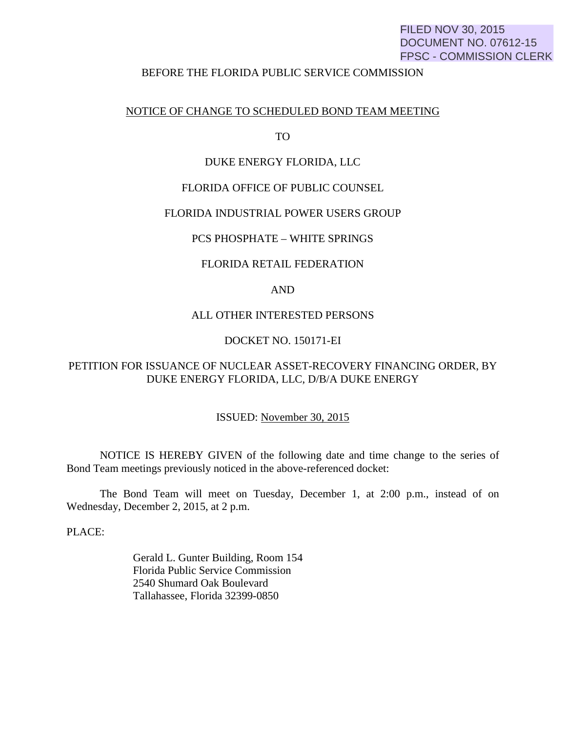FILED NOV 30, 2015
DOCUMENT NO. 07612-15
FPSC - COMMISSION CLERK

BEFORE THE FLORIDA PUBLIC SERVICE COMMISSION

NOTICE OF CHANGE TO SCHEDULED BOND TEAM MEETING

TO

DUKE ENERGY FLORIDA, LLC

FLORIDA OFFICE OF PUBLIC COUNSEL

FLORIDA INDUSTRIAL POWER USERS GROUP

PCS PHOSPHATE – WHITE SPRINGS

FLORIDA RETAIL FEDERATION

AND

ALL OTHER INTERESTED PERSONS

DOCKET NO. 150171-EI

PETITION FOR ISSUANCE OF NUCLEAR ASSET-RECOVERY FINANCING ORDER, BY DUKE ENERGY FLORIDA, LLC, D/B/A DUKE ENERGY

ISSUED: November 30, 2015

NOTICE IS HEREBY GIVEN of the following date and time change to the series of Bond Team meetings previously noticed in the above-referenced docket:

The Bond Team will meet on Tuesday, December 1, at 2:00 p.m., instead of on Wednesday, December 2, 2015, at 2 p.m.

PLACE:

Gerald L. Gunter Building, Room 154
Florida Public Service Commission
2540 Shumard Oak Boulevard
Tallahassee, Florida 32399-0850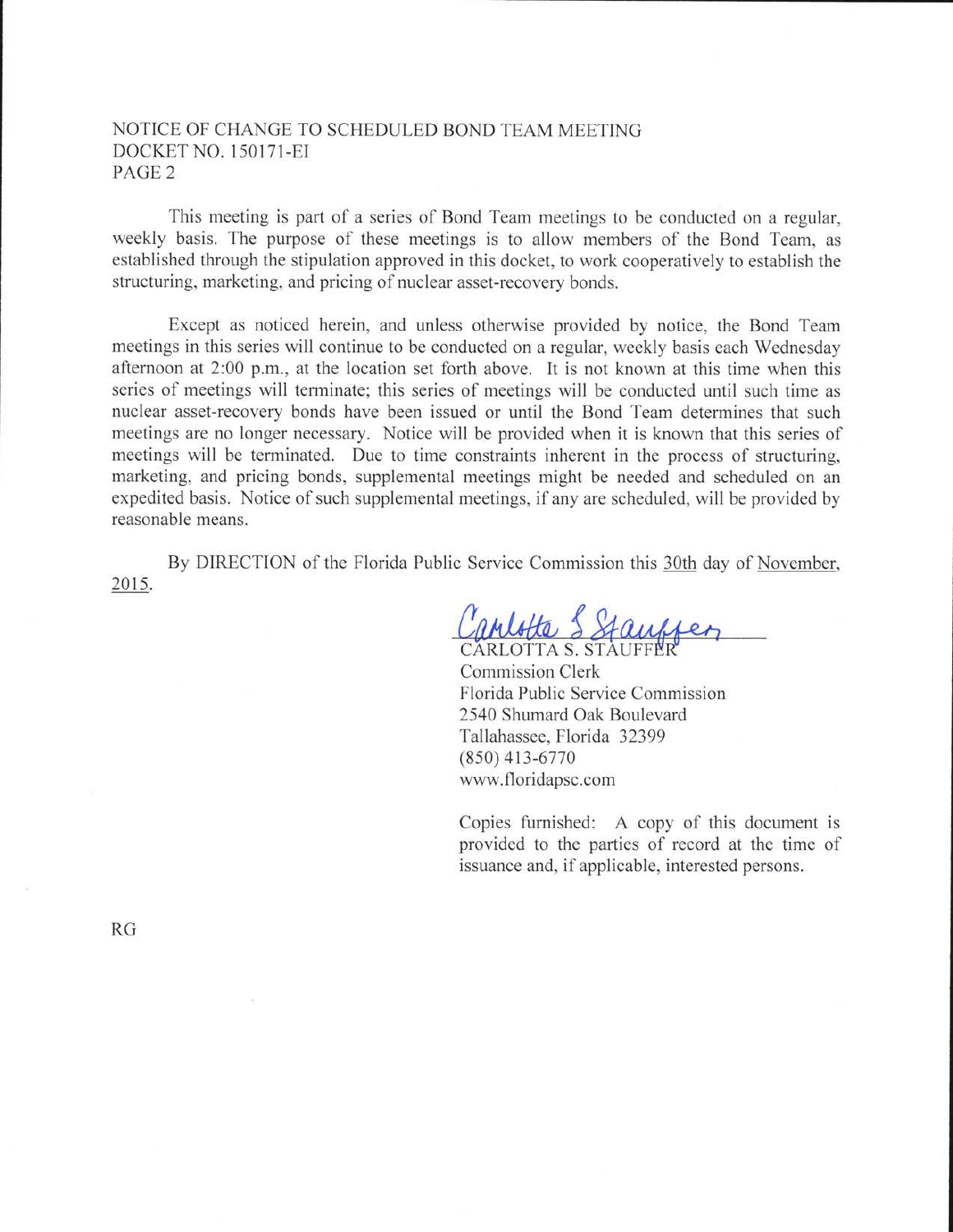NOTICE OF CHANGE TO SCHEDULED BOND TEAM MEETING
DOCKET NO. 150171-EI
PAGE 2

This meeting is part of a series of Bond Team meetings to be conducted on a regular, weekly basis. The purpose of these meetings is to allow members of the Bond Team, as established through the stipulation approved in this docket, to work cooperatively to establish the structuring, marketing, and pricing of nuclear asset-recovery bonds.

Except as noticed herein, and unless otherwise provided by notice, the Bond Team meetings in this series will continue to be conducted on a regular, weekly basis each Wednesday afternoon at 2:00 p.m., at the location set forth above. It is not known at this time when this series of meetings will terminate; this series of meetings will be conducted until such time as nuclear asset-recovery bonds have been issued or until the Bond Team determines that such meetings are no longer necessary. Notice will be provided when it is known that this series of meetings will be terminated. Due to time constraints inherent in the process of structuring, marketing, and pricing bonds, supplemental meetings might be needed and scheduled on an expedited basis. Notice of such supplemental meetings, if any are scheduled, will be provided by reasonable means.

By DIRECTION of the Florida Public Service Commission this 30th day of November, 2015.

Carlotta S. Stauffer
CARLOTTA S. STAUFFER
Commission Clerk
Florida Public Service Commission
2540 Shumard Oak Boulevard
Tallahassee, Florida 32399
(850) 413-6770
www.floridapsc.com

Copies furnished: A copy of this document is provided to the parties of record at the time of issuance and, if applicable, interested persons.

RG